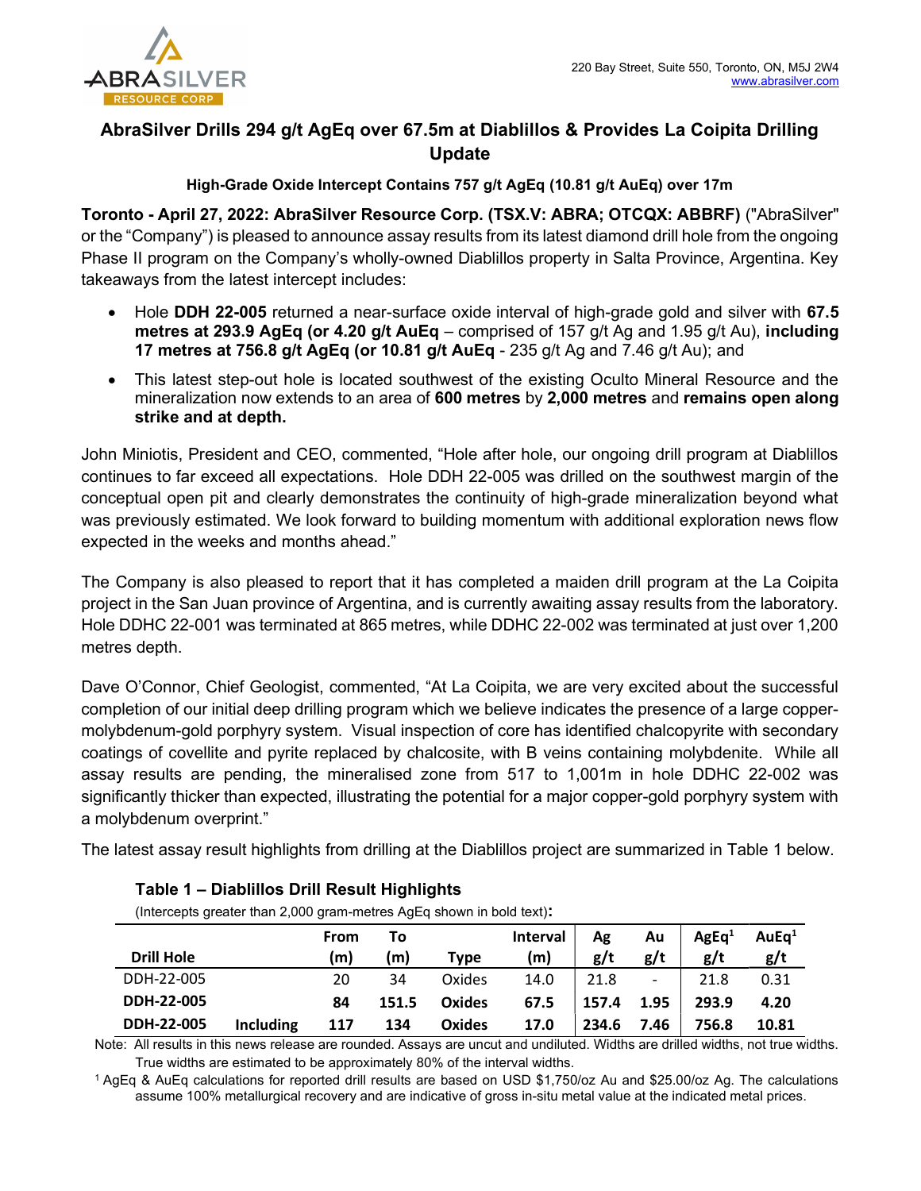ABRASILVER RESOURCE CORP

220 Bay Street, Suite 550, Toronto, ON, M5J 2W4
www.abrasilver.com

# AbraSilver Drills 294 g/t AgEq over 67.5m at Diablillos & Provides La Coipita Drilling Update

### High-Grade Oxide Intercept Contains 757 g/t AgEq (10.81 g/t AuEq) over 17m

**Toronto - April 27, 2022: AbraSilver Resource Corp. (TSX.V: ABRA; OTCQX: ABBRF)** ("AbraSilver" or the "Company") is pleased to announce assay results from its latest diamond drill hole from the ongoing Phase II program on the Company's wholly-owned Diablillos property in Salta Province, Argentina. Key takeaways from the latest intercept includes:

- Hole **DDH 22-005** returned a near-surface oxide interval of high-grade gold and silver with **67.5 metres at 293.9 AgEq (or 4.20 g/t AuEq** – comprised of 157 g/t Ag and 1.95 g/t Au), **including 17 metres at 756.8 g/t AgEq (or 10.81 g/t AuEq** - 235 g/t Ag and 7.46 g/t Au); and
- This latest step-out hole is located southwest of the existing Oculto Mineral Resource and the mineralization now extends to an area of **600 metres** by **2,000 metres** and **remains open along strike and at depth.**

John Miniotis, President and CEO, commented, "Hole after hole, our ongoing drill program at Diablillos continues to far exceed all expectations. Hole DDH 22-005 was drilled on the southwest margin of the conceptual open pit and clearly demonstrates the continuity of high-grade mineralization beyond what was previously estimated. We look forward to building momentum with additional exploration news flow expected in the weeks and months ahead."

The Company is also pleased to report that it has completed a maiden drill program at the La Coipita project in the San Juan province of Argentina, and is currently awaiting assay results from the laboratory. Hole DDHC 22-001 was terminated at 865 metres, while DDHC 22-002 was terminated at just over 1,200 metres depth.

Dave O'Connor, Chief Geologist, commented, "At La Coipita, we are very excited about the successful completion of our initial deep drilling program which we believe indicates the presence of a large copper-molybdenum-gold porphyry system. Visual inspection of core has identified chalcopyrite with secondary coatings of covellite and pyrite replaced by chalcosite, with B veins containing molybdenite. While all assay results are pending, the mineralised zone from 517 to 1,001m in hole DDHC 22-002 was significantly thicker than expected, illustrating the potential for a major copper-gold porphyry system with a molybdenum overprint."

The latest assay result highlights from drilling at the Diablillos project are summarized in Table 1 below.

**Table 1 – Diablillos Drill Result Highlights**

(Intercepts greater than 2,000 gram-metres AgEq shown in bold text):

| Drill Hole | | From (m) | To (m) | Type | Interval (m) | Ag g/t | Au g/t | AgEq[1] g/t | AuEq[1] g/t |
|---|---|---|---|---|---|---|---|---|---|
| DDH-22-005 | | 20 | 34 | Oxides | 14.0 | 21.8 | - | 21.8 | 0.31 |
| **DDH-22-005** | | **84** | **151.5** | **Oxides** | **67.5** | **157.4** | **1.95** | **293.9** | **4.20** |
| **DDH-22-005** | **Including** | **117** | **134** | **Oxides** | **17.0** | **234.6** | **7.46** | **756.8** | **10.81** |

Note: All results in this news release are rounded. Assays are uncut and undiluted. Widths are drilled widths, not true widths. True widths are estimated to be approximately 80% of the interval widths.

[1] AgEq & AuEq calculations for reported drill results are based on USD $1,750/oz Au and $25.00/oz Ag. The calculations assume 100% metallurgical recovery and are indicative of gross in-situ metal value at the indicated metal prices.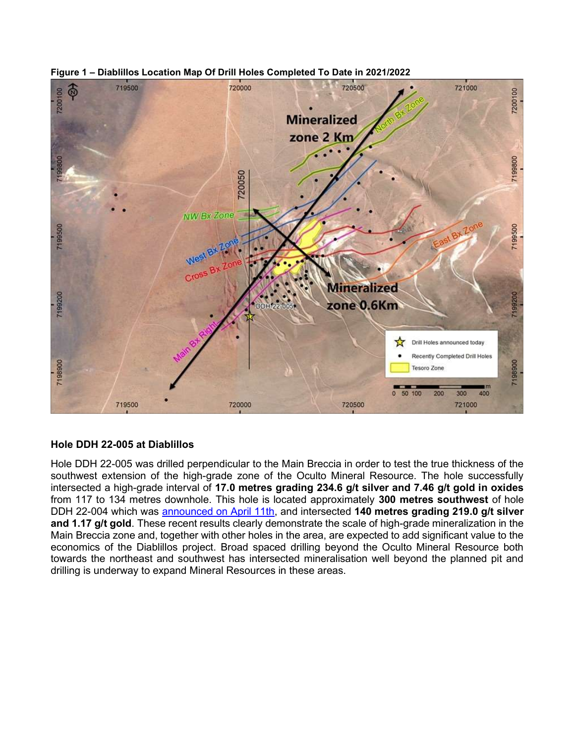**Figure 1 – Diablillos Location Map Of Drill Holes Completed To Date in 2021/2022**

### Hole DDH 22-005 at Diablillos

Hole DDH 22-005 was drilled perpendicular to the Main Breccia in order to test the true thickness of the southwest extension of the high-grade zone of the Oculto Mineral Resource. The hole successfully intersected a high-grade interval of **17.0 metres grading 234.6 g/t silver and 7.46 g/t gold in oxides** from 117 to 134 metres downhole. This hole is located approximately **300 metres southwest** of hole DDH 22-004 which was announced on April 11th, and intersected **140 metres grading 219.0 g/t silver and 1.17 g/t gold**. These recent results clearly demonstrate the scale of high-grade mineralization in the Main Breccia zone and, together with other holes in the area, are expected to add significant value to the economics of the Diablillos project. Broad spaced drilling beyond the Oculto Mineral Resource both towards the northeast and southwest has intersected mineralisation well beyond the planned pit and drilling is underway to expand Mineral Resources in these areas.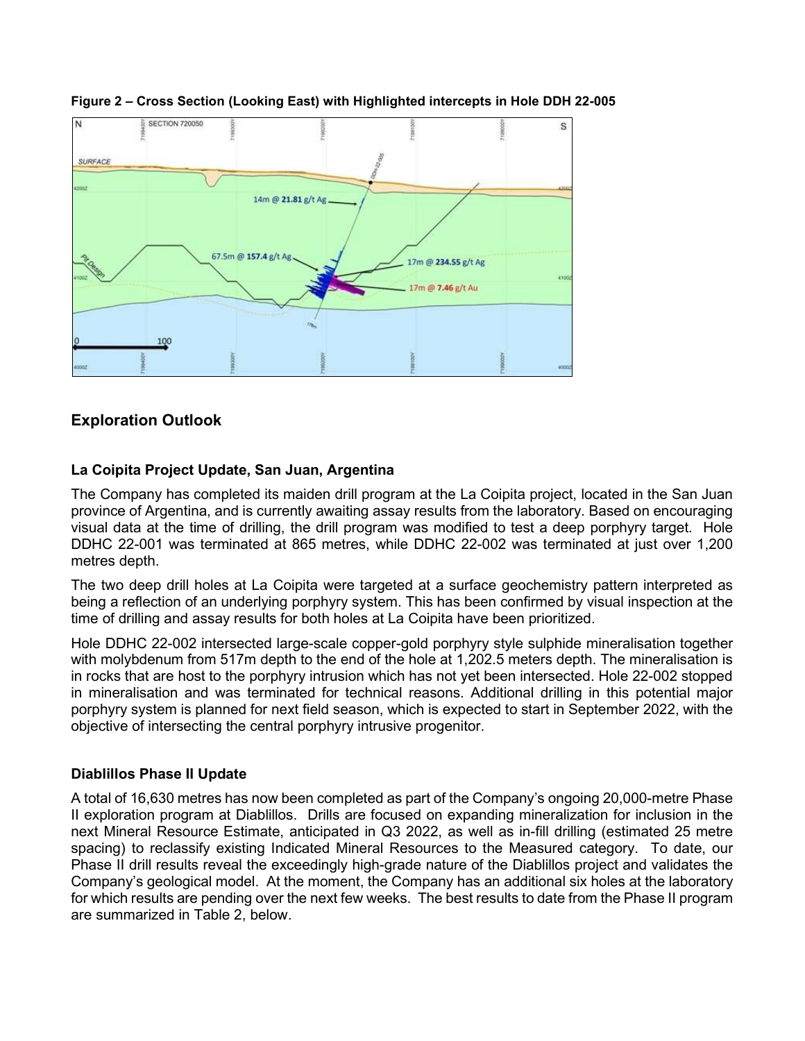**Figure 2 – Cross Section (Looking East) with Highlighted intercepts in Hole DDH 22-005**

## Exploration Outlook

### La Coipita Project Update, San Juan, Argentina

The Company has completed its maiden drill program at the La Coipita project, located in the San Juan province of Argentina, and is currently awaiting assay results from the laboratory. Based on encouraging visual data at the time of drilling, the drill program was modified to test a deep porphyry target. Hole DDHC 22-001 was terminated at 865 metres, while DDHC 22-002 was terminated at just over 1,200 metres depth.

The two deep drill holes at La Coipita were targeted at a surface geochemistry pattern interpreted as being a reflection of an underlying porphyry system. This has been confirmed by visual inspection at the time of drilling and assay results for both holes at La Coipita have been prioritized.

Hole DDHC 22-002 intersected large-scale copper-gold porphyry style sulphide mineralisation together with molybdenum from 517m depth to the end of the hole at 1,202.5 meters depth. The mineralisation is in rocks that are host to the porphyry intrusion which has not yet been intersected. Hole 22-002 stopped in mineralisation and was terminated for technical reasons. Additional drilling in this potential major porphyry system is planned for next field season, which is expected to start in September 2022, with the objective of intersecting the central porphyry intrusive progenitor.

### Diablillos Phase II Update

A total of 16,630 metres has now been completed as part of the Company's ongoing 20,000-metre Phase II exploration program at Diablillos. Drills are focused on expanding mineralization for inclusion in the next Mineral Resource Estimate, anticipated in Q3 2022, as well as in-fill drilling (estimated 25 metre spacing) to reclassify existing Indicated Mineral Resources to the Measured category. To date, our Phase II drill results reveal the exceedingly high-grade nature of the Diablillos project and validates the Company's geological model. At the moment, the Company has an additional six holes at the laboratory for which results are pending over the next few weeks. The best results to date from the Phase II program are summarized in Table 2, below.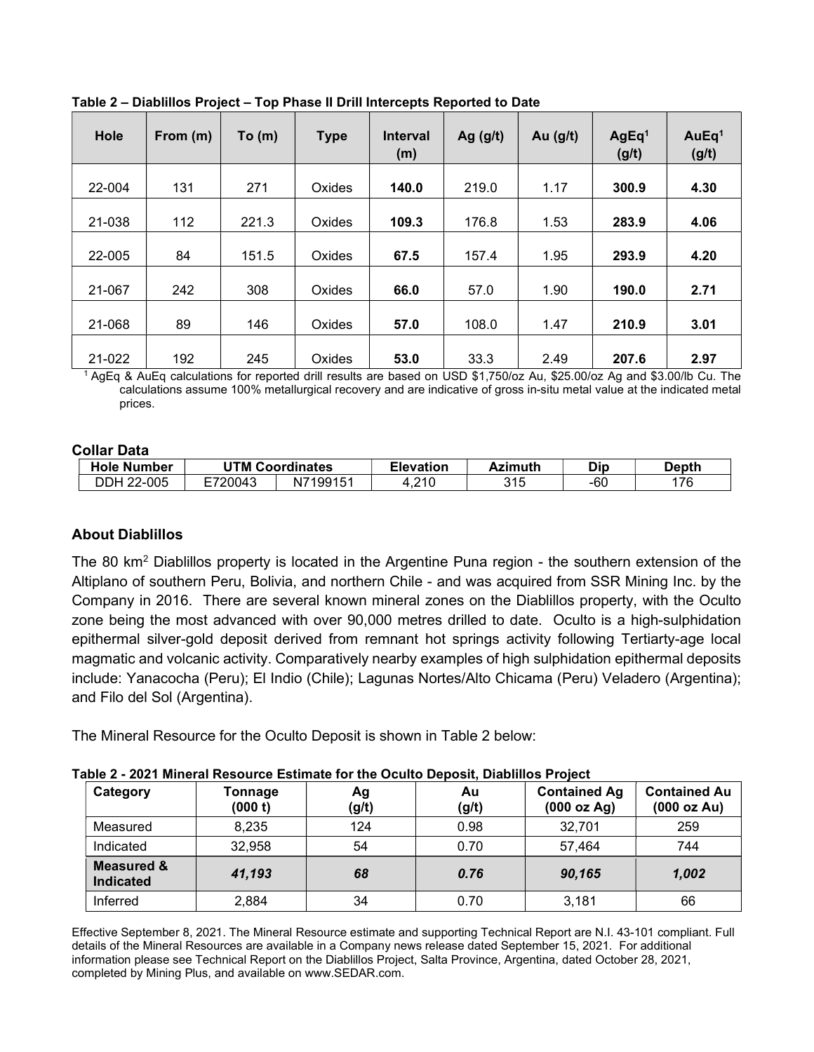**Table 2 – Diablillos Project – Top Phase II Drill Intercepts Reported to Date**

| Hole | From (m) | To (m) | Type | Interval (m) | Ag (g/t) | Au (g/t) | AgEq[1] (g/t) | AuEq[1] (g/t) |
|---|---|---|---|---|---|---|---|---|
| 22-004 | 131 | 271 | Oxides | **140.0** | 219.0 | 1.17 | **300.9** | **4.30** |
| 21-038 | 112 | 221.3 | Oxides | **109.3** | 176.8 | 1.53 | **283.9** | **4.06** |
| 22-005 | 84 | 151.5 | Oxides | **67.5** | 157.4 | 1.95 | **293.9** | **4.20** |
| 21-067 | 242 | 308 | Oxides | **66.0** | 57.0 | 1.90 | **190.0** | **2.71** |
| 21-068 | 89 | 146 | Oxides | **57.0** | 108.0 | 1.47 | **210.9** | **3.01** |
| 21-022 | 192 | 245 | Oxides | **53.0** | 33.3 | 2.49 | **207.6** | **2.97** |

[1] AgEq & AuEq calculations for reported drill results are based on USD $1,750/oz Au, $25.00/oz Ag and $3.00/lb Cu. The calculations assume 100% metallurgical recovery and are indicative of gross in-situ metal value at the indicated metal prices.

**Collar Data**

| Hole Number | UTM Coordinates | | Elevation | Azimuth | Dip | Depth |
|---|---|---|---|---|---|---|
| DDH 22-005 | E720043 | N7199151 | 4,210 | 315 | -60 | 176 |

## About Diablillos

The 80 km$^2$ Diablillos property is located in the Argentine Puna region - the southern extension of the Altiplano of southern Peru, Bolivia, and northern Chile - and was acquired from SSR Mining Inc. by the Company in 2016. There are several known mineral zones on the Diablillos property, with the Oculto zone being the most advanced with over 90,000 metres drilled to date. Oculto is a high-sulphidation epithermal silver-gold deposit derived from remnant hot springs activity following Tertiarty-age local magmatic and volcanic activity. Comparatively nearby examples of high sulphidation epithermal deposits include: Yanacocha (Peru); El Indio (Chile); Lagunas Nortes/Alto Chicama (Peru) Veladero (Argentina); and Filo del Sol (Argentina).

The Mineral Resource for the Oculto Deposit is shown in Table 2 below:

**Table 2 - 2021 Mineral Resource Estimate for the Oculto Deposit, Diablillos Project**

| Category | Tonnage (000 t) | Ag (g/t) | Au (g/t) | Contained Ag (000 oz Ag) | Contained Au (000 oz Au) |
|---|---|---|---|---|---|
| Measured | 8,235 | 124 | 0.98 | 32,701 | 259 |
| Indicated | 32,958 | 54 | 0.70 | 57,464 | 744 |
| **Measured & Indicated** | ***41,193*** | ***68*** | ***0.76*** | ***90,165*** | ***1,002*** |
| Inferred | 2,884 | 34 | 0.70 | 3,181 | 66 |

Effective September 8, 2021. The Mineral Resource estimate and supporting Technical Report are N.I. 43-101 compliant. Full details of the Mineral Resources are available in a Company news release dated September 15, 2021. For additional information please see Technical Report on the Diablillos Project, Salta Province, Argentina, dated October 28, 2021, completed by Mining Plus, and available on www.SEDAR.com.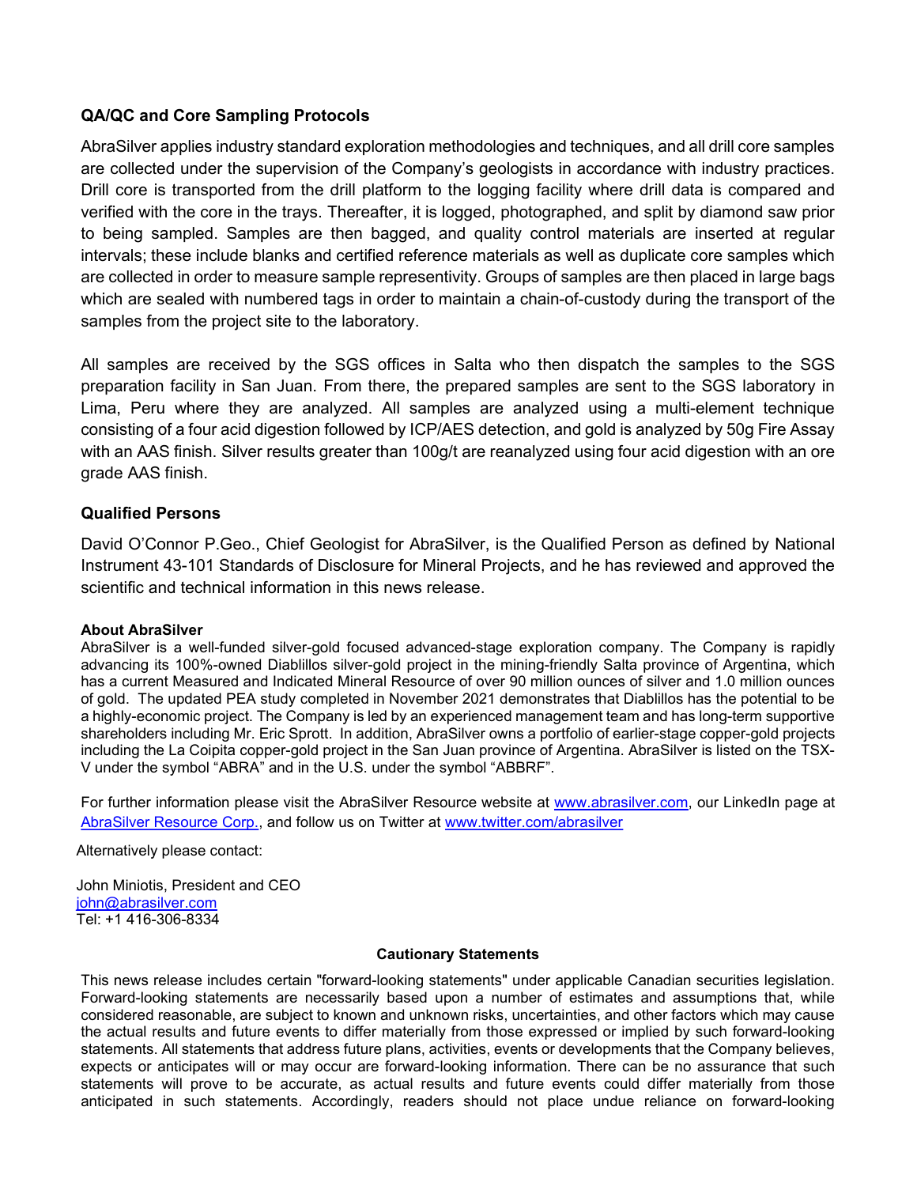### QA/QC and Core Sampling Protocols

AbraSilver applies industry standard exploration methodologies and techniques, and all drill core samples are collected under the supervision of the Company's geologists in accordance with industry practices. Drill core is transported from the drill platform to the logging facility where drill data is compared and verified with the core in the trays. Thereafter, it is logged, photographed, and split by diamond saw prior to being sampled. Samples are then bagged, and quality control materials are inserted at regular intervals; these include blanks and certified reference materials as well as duplicate core samples which are collected in order to measure sample representivity. Groups of samples are then placed in large bags which are sealed with numbered tags in order to maintain a chain-of-custody during the transport of the samples from the project site to the laboratory.

All samples are received by the SGS offices in Salta who then dispatch the samples to the SGS preparation facility in San Juan. From there, the prepared samples are sent to the SGS laboratory in Lima, Peru where they are analyzed. All samples are analyzed using a multi-element technique consisting of a four acid digestion followed by ICP/AES detection, and gold is analyzed by 50g Fire Assay with an AAS finish. Silver results greater than 100g/t are reanalyzed using four acid digestion with an ore grade AAS finish.

### Qualified Persons

David O'Connor P.Geo., Chief Geologist for AbraSilver, is the Qualified Person as defined by National Instrument 43-101 Standards of Disclosure for Mineral Projects, and he has reviewed and approved the scientific and technical information in this news release.

**About AbraSilver**

AbraSilver is a well-funded silver-gold focused advanced-stage exploration company. The Company is rapidly advancing its 100%-owned Diablillos silver-gold project in the mining-friendly Salta province of Argentina, which has a current Measured and Indicated Mineral Resource of over 90 million ounces of silver and 1.0 million ounces of gold. The updated PEA study completed in November 2021 demonstrates that Diablillos has the potential to be a highly-economic project. The Company is led by an experienced management team and has long-term supportive shareholders including Mr. Eric Sprott. In addition, AbraSilver owns a portfolio of earlier-stage copper-gold projects including the La Coipita copper-gold project in the San Juan province of Argentina. AbraSilver is listed on the TSX-V under the symbol "ABRA" and in the U.S. under the symbol "ABBRF".

For further information please visit the AbraSilver Resource website at www.abrasilver.com, our LinkedIn page at AbraSilver Resource Corp., and follow us on Twitter at www.twitter.com/abrasilver

Alternatively please contact:

John Miniotis, President and CEO
john@abrasilver.com
Tel: +1 416-306-8334

**Cautionary Statements**

This news release includes certain "forward-looking statements" under applicable Canadian securities legislation. Forward-looking statements are necessarily based upon a number of estimates and assumptions that, while considered reasonable, are subject to known and unknown risks, uncertainties, and other factors which may cause the actual results and future events to differ materially from those expressed or implied by such forward-looking statements. All statements that address future plans, activities, events or developments that the Company believes, expects or anticipates will or may occur are forward-looking information. There can be no assurance that such statements will prove to be accurate, as actual results and future events could differ materially from those anticipated in such statements. Accordingly, readers should not place undue reliance on forward-looking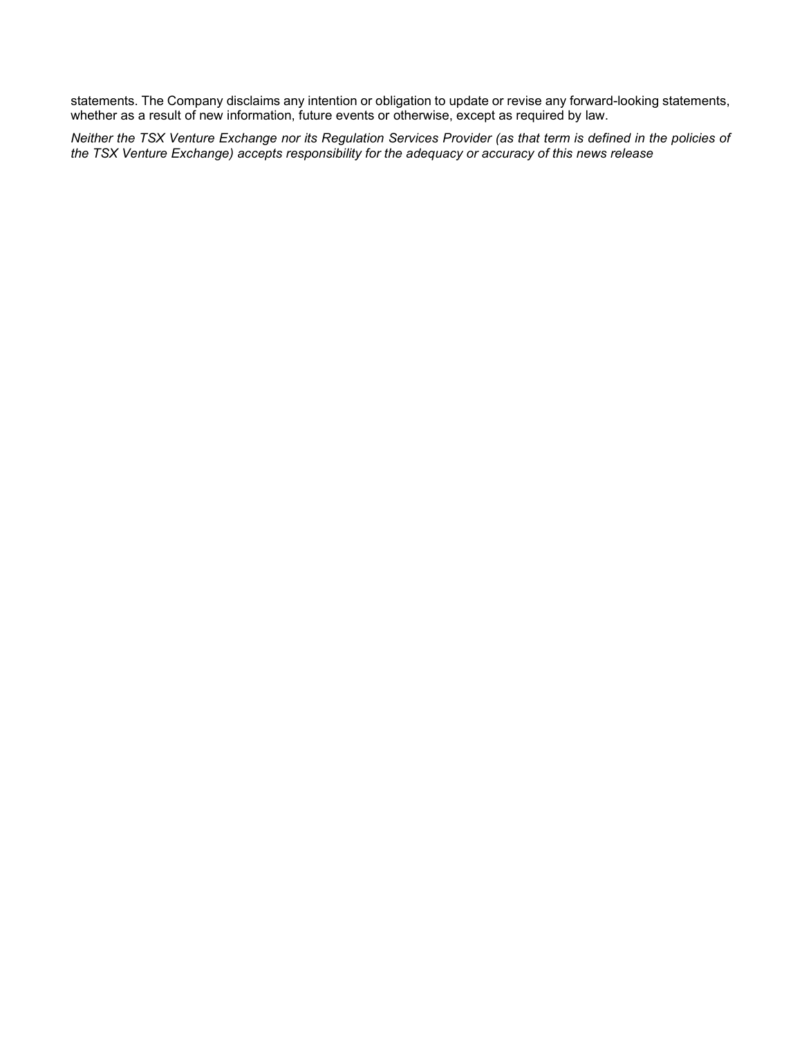statements. The Company disclaims any intention or obligation to update or revise any forward-looking statements, whether as a result of new information, future events or otherwise, except as required by law.

*Neither the TSX Venture Exchange nor its Regulation Services Provider (as that term is defined in the policies of the TSX Venture Exchange) accepts responsibility for the adequacy or accuracy of this news release*